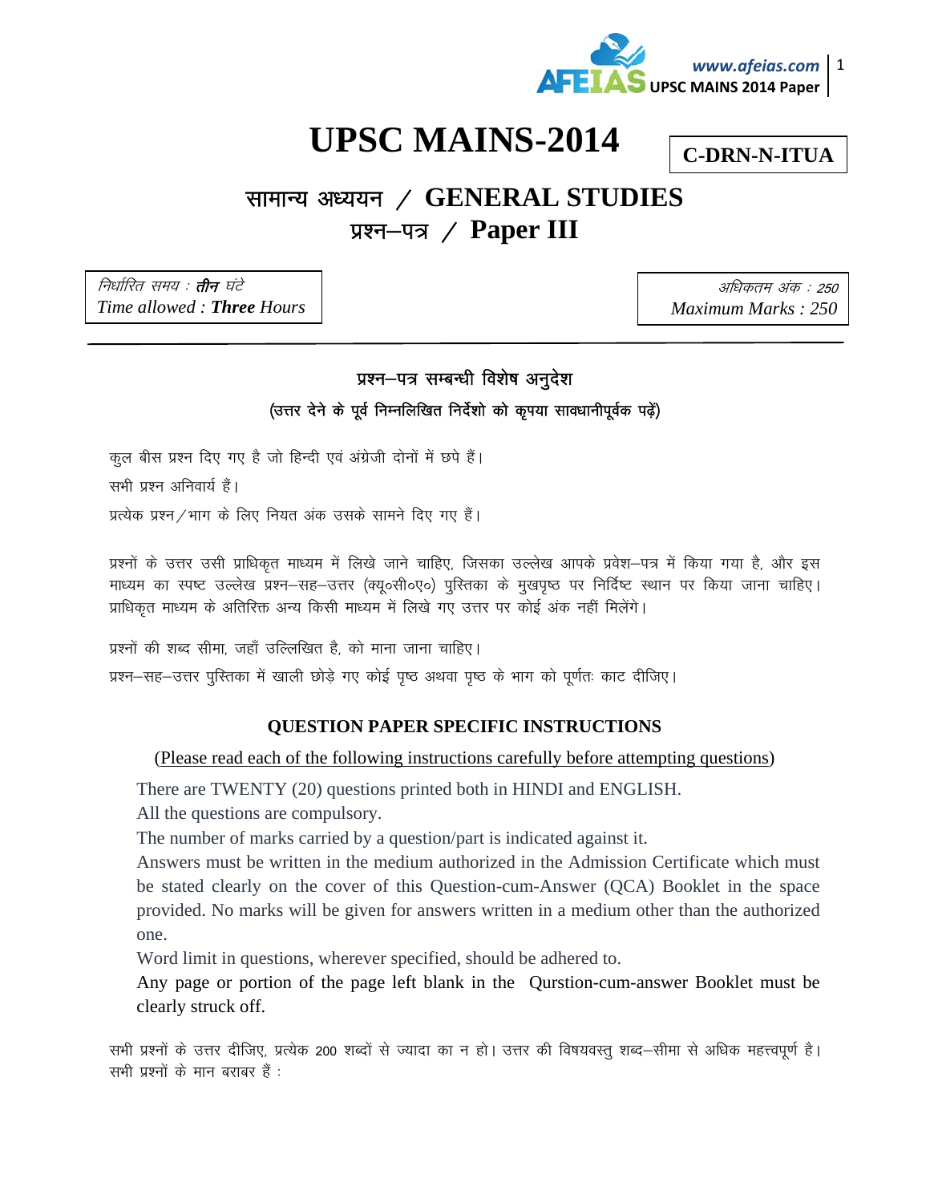# UPSC MAINS-2014

**C-DRN-N-ITUA**

## सामान्य अध्ययन / GENERAL STUDIES

## प्रश्न–पत्र / Paper III

*निर्धारित समय : **तीन** घंटे*
*Time allowed : **Three** Hours*

*अधिकतम अंक : 250*
*Maximum Marks : 250*

---

### प्रश्न–पत्र सम्बन्धी विशेष अनुदेश

**(उत्तर देने के पूर्व निम्नलिखित निर्देशो को कृपया सावधानीपूर्वक पढ़ें)**

कुल बीस प्रश्न दिए गए है जो हिन्दी एवं अंग्रेजी दोनों में छपे हैं।

सभी प्रश्न अनिवार्य हैं।

प्रत्येक प्रश्न/भाग के लिए नियत अंक उसके सामने दिए गए हैं।

प्रश्नों के उत्तर उसी प्राधिकृत माध्यम में लिखे जाने चाहिए, जिसका उल्लेख आपके प्रवेश–पत्र में किया गया है, और इस माध्यम का स्पष्ट उल्लेख प्रश्न–सह–उत्तर (क्यू०सी०ए०) पुस्तिका के मुखपृष्ठ पर निर्दिष्ट स्थान पर किया जाना चाहिए। प्राधिकृत माध्यम के अतिरिक्त अन्य किसी माध्यम में लिखे गए उत्तर पर कोई अंक नहीं मिलेंगे।

प्रश्नों की शब्द सीमा, जहाँ उल्लिखित है, को माना जाना चाहिए।

प्रश्न–सह–उत्तर पुस्तिका में खाली छोड़े गए कोई पृष्ठ अथवा पृष्ठ के भाग को पूर्णतः काट दीजिए।

### QUESTION PAPER SPECIFIC INSTRUCTIONS

(Please read each of the following instructions carefully before attempting questions)

There are TWENTY (20) questions printed both in HINDI and ENGLISH.

All the questions are compulsory.

The number of marks carried by a question/part is indicated against it.

Answers must be written in the medium authorized in the Admission Certificate which must be stated clearly on the cover of this Question-cum-Answer (QCA) Booklet in the space provided. No marks will be given for answers written in a medium other than the authorized one.

Word limit in questions, wherever specified, should be adhered to.

Any page or portion of the page left blank in the Qurstion-cum-answer Booklet must be clearly struck off.

सभी प्रश्नों के उत्तर दीजिए, प्रत्येक 200 शब्दों से ज्यादा का न हो। उत्तर की विषयवस्तु शब्द–सीमा से अधिक महत्त्वपूर्ण है। सभी प्रश्नों के मान बराबर हैं :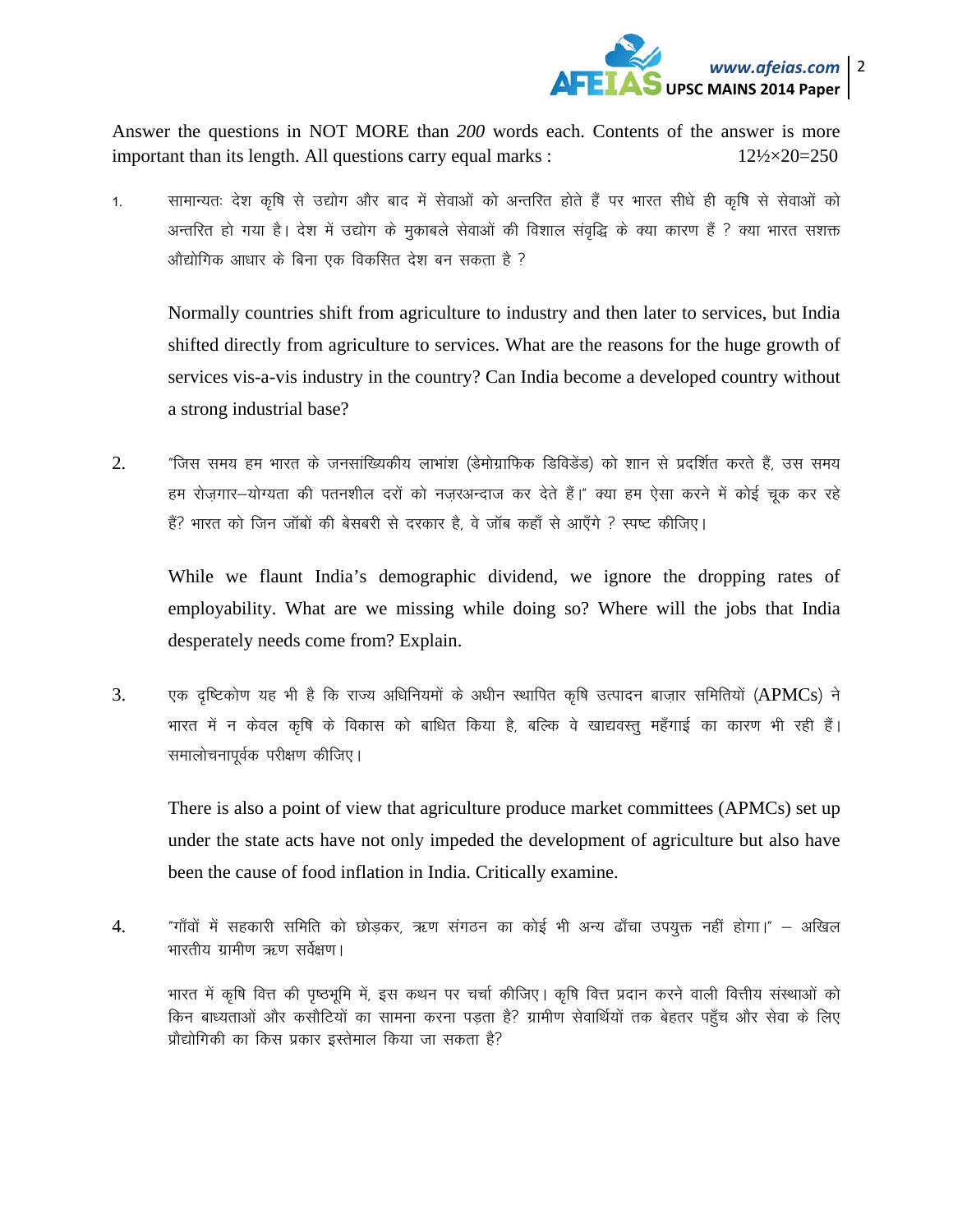Answer the questions in NOT MORE than *200* words each. Contents of the answer is more important than its length. All questions carry equal marks : 12½×20=250

1. सामान्यतः देश कृषि से उद्योग और बाद में सेवाओं को अन्तरित होते हैं पर भारत सीधे ही कृषि से सेवाओं को अन्तरित हो गया है। देश में उद्योग के मुकाबले सेवाओं की विशाल संवृद्धि के क्या कारण हैं ? क्या भारत सशक्त औद्योगिक आधार के बिना एक विकसित देश बन सकता है ?

   Normally countries shift from agriculture to industry and then later to services, but India shifted directly from agriculture to services. What are the reasons for the huge growth of services vis-a-vis industry in the country? Can India become a developed country without a strong industrial base?

2. "जिस समय हम भारत के जनसांख्यिकीय लाभांश (डेमोग्राफिक डिविडेंड) को शान से प्रदर्शित करते हैं, उस समय हम रोज़गार–योग्यता की पतनशील दरों को नज़रअन्दाज कर देते हैं।" क्या हम ऐसा करने में कोई चूक कर रहे हैं? भारत को जिन जॉबों की बेसबरी से दरकार है, वे जॉब कहाँ से आएँगे ? स्पष्ट कीजिए।

   While we flaunt India's demographic dividend, we ignore the dropping rates of employability. What are we missing while doing so? Where will the jobs that India desperately needs come from? Explain.

3. एक दृष्टिकोण यह भी है कि राज्य अधिनियमों के अधीन स्थापित कृषि उत्पादन बाज़ार समितियों (APMCs) ने भारत में न केवल कृषि के विकास को बाधित किया है, बल्कि वे खाद्यवस्तु महँगाई का कारण भी रही हैं। समालोचनापूर्वक परीक्षण कीजिए।

   There is also a point of view that agriculture produce market committees (APMCs) set up under the state acts have not only impeded the development of agriculture but also have been the cause of food inflation in India. Critically examine.

4. "गाँवों में सहकारी समिति को छोड़कर, ऋण संगठन का कोई भी अन्य ढाँचा उपयुक्त नहीं होगा।" – अखिल भारतीय ग्रामीण ऋण सर्वेक्षण।

   भारत में कृषि वित्त की पृष्ठभूमि में, इस कथन पर चर्चा कीजिए। कृषि वित्त प्रदान करने वाली वित्तीय संस्थाओं को किन बाध्यताओं और कसौटियों का सामना करना पड़ता है? ग्रामीण सेवार्थियों तक बेहतर पहुँच और सेवा के लिए प्रौद्योगिकी का किस प्रकार इस्तेमाल किया जा सकता है?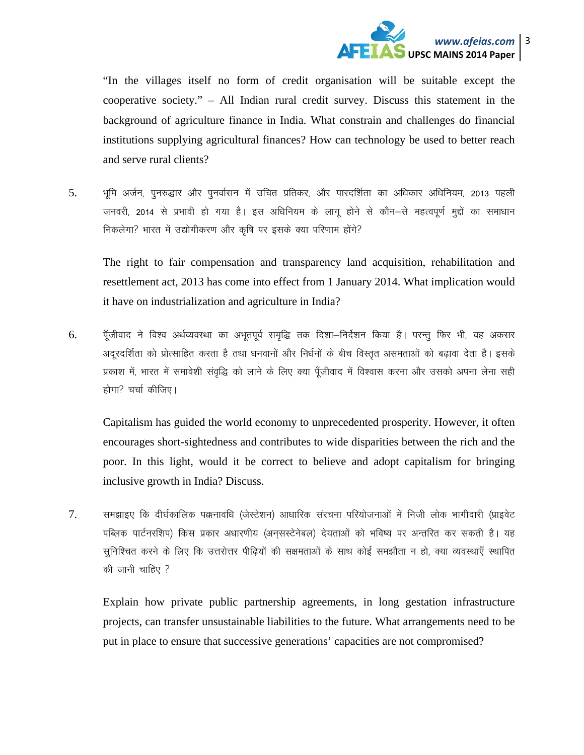"In the villages itself no form of credit organisation will be suitable except the cooperative society." – All Indian rural credit survey. Discuss this statement in the background of agriculture finance in India. What constrain and challenges do financial institutions supplying agricultural finances? How can technology be used to better reach and serve rural clients?

5. भूमि अर्जन, पुनरुद्धार और पुनर्वासन में उचित प्रतिकर, और पारदर्शिता का अधिकार अधिनियम, 2013 पहली जनवरी, 2014 से प्रभावी हो गया है। इस अधिनियम के लागू होने से कौन–से महत्वपूर्ण मुद्दों का समाधान निकलेगा? भारत में उद्योगीकरण और कृषि पर इसके क्या परिणाम होंगे?

   The right to fair compensation and transparency land acquisition, rehabilitation and resettlement act, 2013 has come into effect from 1 January 2014. What implication would it have on industrialization and agriculture in India?

6. पूँजीवाद ने विश्व अर्थव्यवस्था का अभूतपूर्व समृद्धि तक दिशा–निर्देशन किया है। परन्तु फिर भी, वह अकसर अदूरदर्शिता को प्रोत्साहित करता है तथा धनवानों और निर्धनों के बीच विस्तृत असमताओं को बढ़ावा देता है। इसके प्रकाश में, भारत में समावेशी संवृद्धि को लाने के लिए क्या पूँजीवाद में विश्वास करना और उसको अपना लेना सही होगा? चर्चा कीजिए।

   Capitalism has guided the world economy to unprecedented prosperity. However, it often encourages short-sightedness and contributes to wide disparities between the rich and the poor. In this light, would it be correct to believe and adopt capitalism for bringing inclusive growth in India? Discuss.

7. समझाइए कि दीर्घकालिक पक्कनावधि (जेस्टेशन) आधारिक संरचना परियोजनाओं में निजी लोक भागीदारी (प्राइवेट पब्लिक पार्टनरशिप) किस प्रकार अधारणीय (अनसस्टेनेबल) देयताओं को भविष्य पर अन्तरित कर सकती है। यह सुनिश्चित करने के लिए कि उत्तरोत्तर पीढ़ियों की सक्षमताओं के साथ कोई समझौता न हो, क्या व्यवस्थाएँ स्थापित की जानी चाहिए ?

   Explain how private public partnership agreements, in long gestation infrastructure projects, can transfer unsustainable liabilities to the future. What arrangements need to be put in place to ensure that successive generations' capacities are not compromised?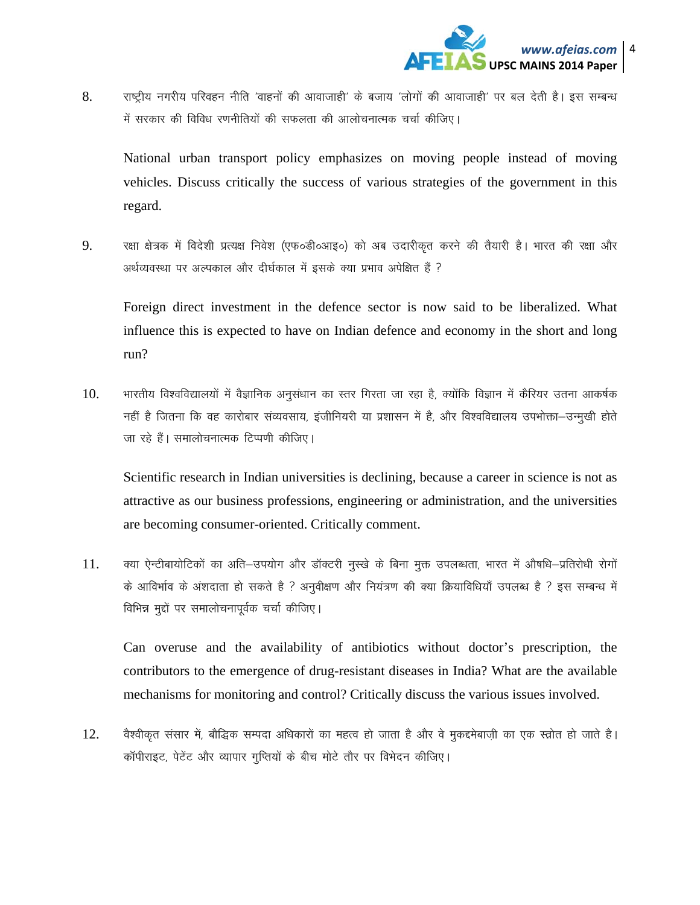8. राष्ट्रीय नगरीय परिवहन नीति 'वाहनों की आवाजाही' के बजाय 'लोगों की आवाजाही' पर बल देती है। इस सम्बन्ध में सरकार की विविध रणनीतियों की सफलता की आलोचनात्मक चर्चा कीजिए।

   National urban transport policy emphasizes on moving people instead of moving vehicles. Discuss critically the success of various strategies of the government in this regard.

9. रक्षा क्षेत्रक में विदेशी प्रत्यक्ष निवेश (एफ०डी०आइ०) को अब उदारीकृत करने की तैयारी है। भारत की रक्षा और अर्थव्यवस्था पर अल्पकाल और दीर्घकाल में इसके क्या प्रभाव अपेक्षित हैं ?

   Foreign direct investment in the defence sector is now said to be liberalized. What influence this is expected to have on Indian defence and economy in the short and long run?

10. भारतीय विश्वविद्यालयों में वैज्ञानिक अनुसंधान का स्तर गिरता जा रहा है, क्योंकि विज्ञान में कैरियर उतना आकर्षक नहीं है जितना कि वह कारोबार संव्यवसाय, इंजीनियरी या प्रशासन में है, और विश्वविद्यालय उपभोक्ता–उन्मुखी होते जा रहे हैं। समालोचनात्मक टिप्पणी कीजिए।

    Scientific research in Indian universities is declining, because a career in science is not as attractive as our business professions, engineering or administration, and the universities are becoming consumer-oriented. Critically comment.

11. क्या ऐन्टीबायोटिकों का अति–उपयोग और डॉक्टरी नुस्खे के बिना मुक्त उपलब्धता, भारत में औषधि–प्रतिरोधी रोगों के आविर्भाव के अंशदाता हो सकते है ? अनुवीक्षण और नियंत्रण की क्या क्रियाविधियाँ उपलब्ध है ? इस सम्बन्ध में विभिन्न मुद्दों पर समालोचनापूर्वक चर्चा कीजिए।

    Can overuse and the availability of antibiotics without doctor's prescription, the contributors to the emergence of drug-resistant diseases in India? What are the available mechanisms for monitoring and control? Critically discuss the various issues involved.

12. वैश्वीकृत संसार में, बौद्धिक सम्पदा अधिकारों का महत्व हो जाता है और वे मुकद्दमेबाज़ी का एक स्त्रोत हो जाते है। कॉपीराइट, पेटेंट और व्यापार गुप्तियों के बीच मोटे तौर पर विभेदन कीजिए।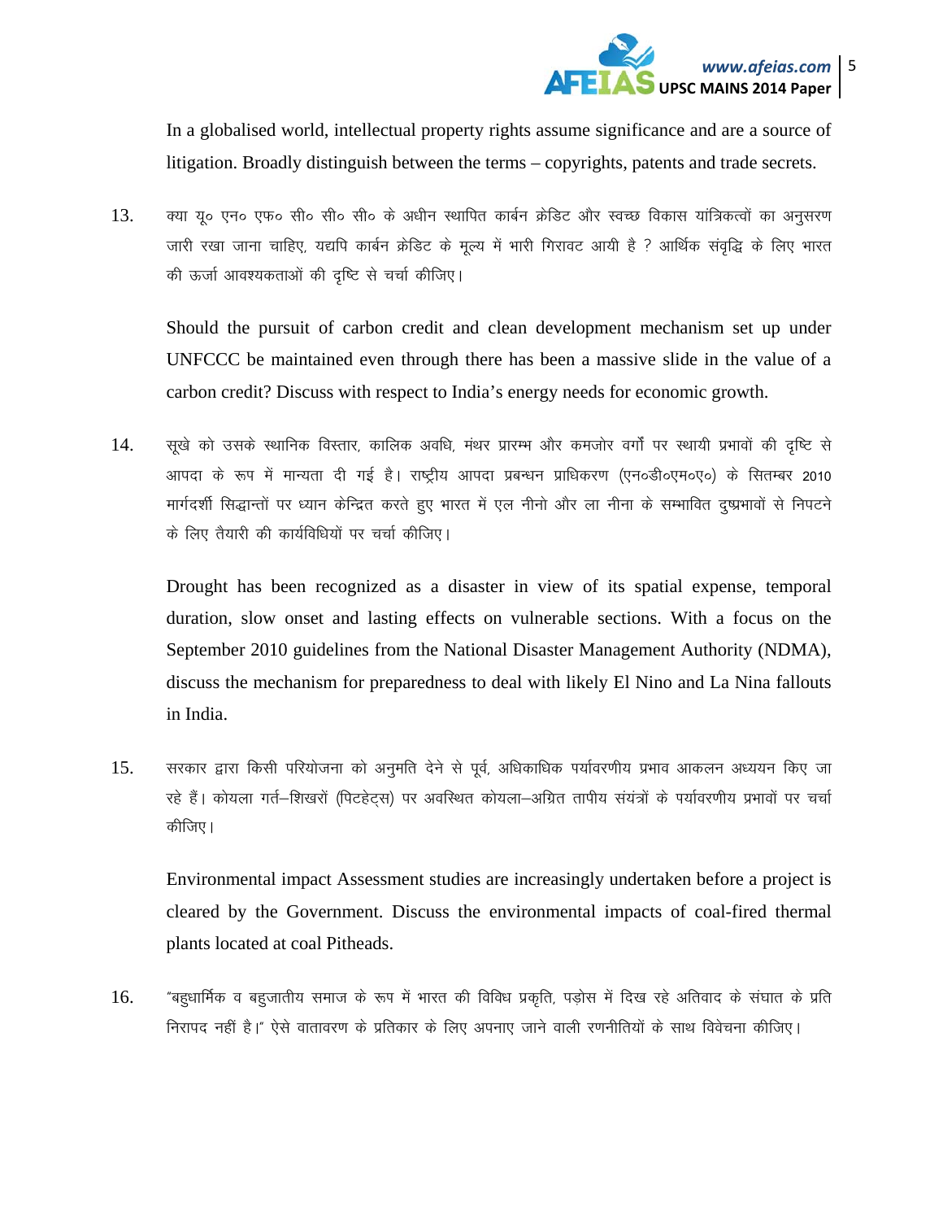In a globalised world, intellectual property rights assume significance and are a source of litigation. Broadly distinguish between the terms – copyrights, patents and trade secrets.

13. क्या यू० एन० एफ० सी० सी० के अधीन स्थापित कार्बन क्रेडिट और स्वच्छ विकास यांत्रिकत्वों का अनुसरण जारी रखा जाना चाहिए, यद्यपि कार्बन क्रेडिट के मूल्य में भारी गिरावट आयी है ? आर्थिक संवृद्धि के लिए भारत की ऊर्जा आवश्यकताओं की दृष्टि से चर्चा कीजिए।

    Should the pursuit of carbon credit and clean development mechanism set up under UNFCCC be maintained even through there has been a massive slide in the value of a carbon credit? Discuss with respect to India's energy needs for economic growth.

14. सूखे को उसके स्थानिक विस्तार, कालिक अवधि, मंथर प्रारम्भ और कमजोर वर्गों पर स्थायी प्रभावों की दृष्टि से आपदा के रूप में मान्यता दी गई है। राष्ट्रीय आपदा प्रबन्धन प्राधिकरण (एन०डी०एम०ए०) के सितम्बर 2010 मार्गदर्शी सिद्धान्तों पर ध्यान केन्द्रित करते हुए भारत में एल नीनो और ला नीना के सम्भावित दुष्प्रभावों से निपटने के लिए तैयारी की कार्यविधियों पर चर्चा कीजिए।

    Drought has been recognized as a disaster in view of its spatial expense, temporal duration, slow onset and lasting effects on vulnerable sections. With a focus on the September 2010 guidelines from the National Disaster Management Authority (NDMA), discuss the mechanism for preparedness to deal with likely El Nino and La Nina fallouts in India.

15. सरकार द्वारा किसी परियोजना को अनुमति देने से पूर्व, अधिकाधिक पर्यावरणीय प्रभाव आकलन अध्ययन किए जा रहे हैं। कोयला गर्त–शिखरों (पिटहेट्स) पर अवस्थित कोयला–अग्नित तापीय संयंत्रों के पर्यावरणीय प्रभावों पर चर्चा कीजिए।

    Environmental impact Assessment studies are increasingly undertaken before a project is cleared by the Government. Discuss the environmental impacts of coal-fired thermal plants located at coal Pitheads.

16. "बहुधार्मिक व बहुजातीय समाज के रूप में भारत की विविध प्रकृति, पड़ोस में दिख रहे अतिवाद के संघात के प्रति निरापद नहीं है।" ऐसे वातावरण के प्रतिकार के लिए अपनाए जाने वाली रणनीतियों के साथ विवेचना कीजिए।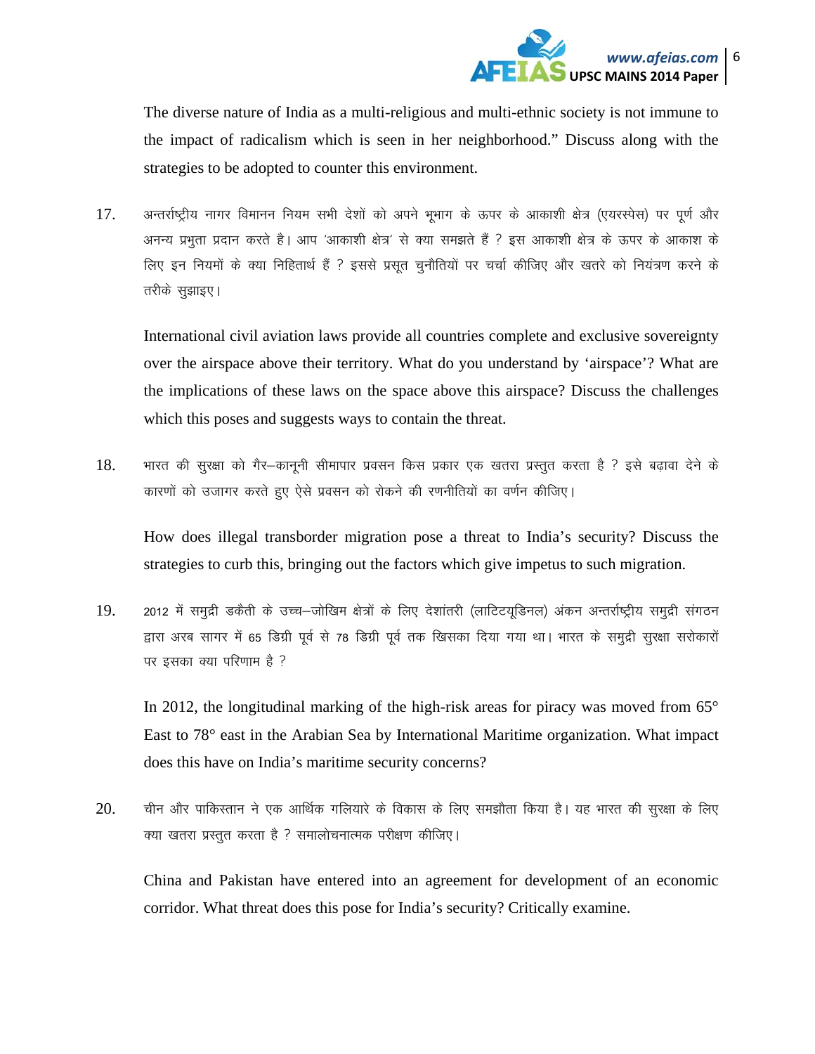The diverse nature of India as a multi-religious and multi-ethnic society is not immune to the impact of radicalism which is seen in her neighborhood." Discuss along with the strategies to be adopted to counter this environment.

17. अन्तर्राष्ट्रीय नागर विमानन नियम सभी देशों को अपने भूभाग के ऊपर के आकाशी क्षेत्र (एयरस्पेस) पर पूर्ण और अनन्य प्रभुता प्रदान करते है। आप 'आकाशी क्षेत्र' से क्या समझते हैं ? इस आकाशी क्षेत्र के ऊपर के आकाश के लिए इन नियमों के क्या निहितार्थ हैं ? इससे प्रसूत चुनौतियों पर चर्चा कीजिए और खतरे को नियंत्रण करने के तरीके सुझाइए।

    International civil aviation laws provide all countries complete and exclusive sovereignty over the airspace above their territory. What do you understand by 'airspace'? What are the implications of these laws on the space above this airspace? Discuss the challenges which this poses and suggests ways to contain the threat.

18. भारत की सुरक्षा को गैर–कानूनी सीमापार प्रवसन किस प्रकार एक खतरा प्रस्तुत करता है ? इसे बढ़ावा देने के कारणों को उजागर करते हुए ऐसे प्रवसन को रोकने की रणनीतियों का वर्णन कीजिए।

    How does illegal transborder migration pose a threat to India's security? Discuss the strategies to curb this, bringing out the factors which give impetus to such migration.

19. 2012 में समुद्री डकैती के उच्च–जोखिम क्षेत्रों के लिए देशांतरी (लाटिटयूडिनल) अंकन अन्तर्राष्ट्रीय समुद्री संगठन द्वारा अरब सागर में 65 डिग्री पूर्व से 78 डिग्री पूर्व तक खिसका दिया गया था। भारत के समुद्री सुरक्षा सरोकारों पर इसका क्या परिणाम है ?

    In 2012, the longitudinal marking of the high-risk areas for piracy was moved from 65° East to 78° east in the Arabian Sea by International Maritime organization. What impact does this have on India's maritime security concerns?

20. चीन और पाकिस्तान ने एक आर्थिक गलियारे के विकास के लिए समझौता किया है। यह भारत की सुरक्षा के लिए क्या खतरा प्रस्तुत करता है ? समालोचनात्मक परीक्षण कीजिए।

    China and Pakistan have entered into an agreement for development of an economic corridor. What threat does this pose for India's security? Critically examine.